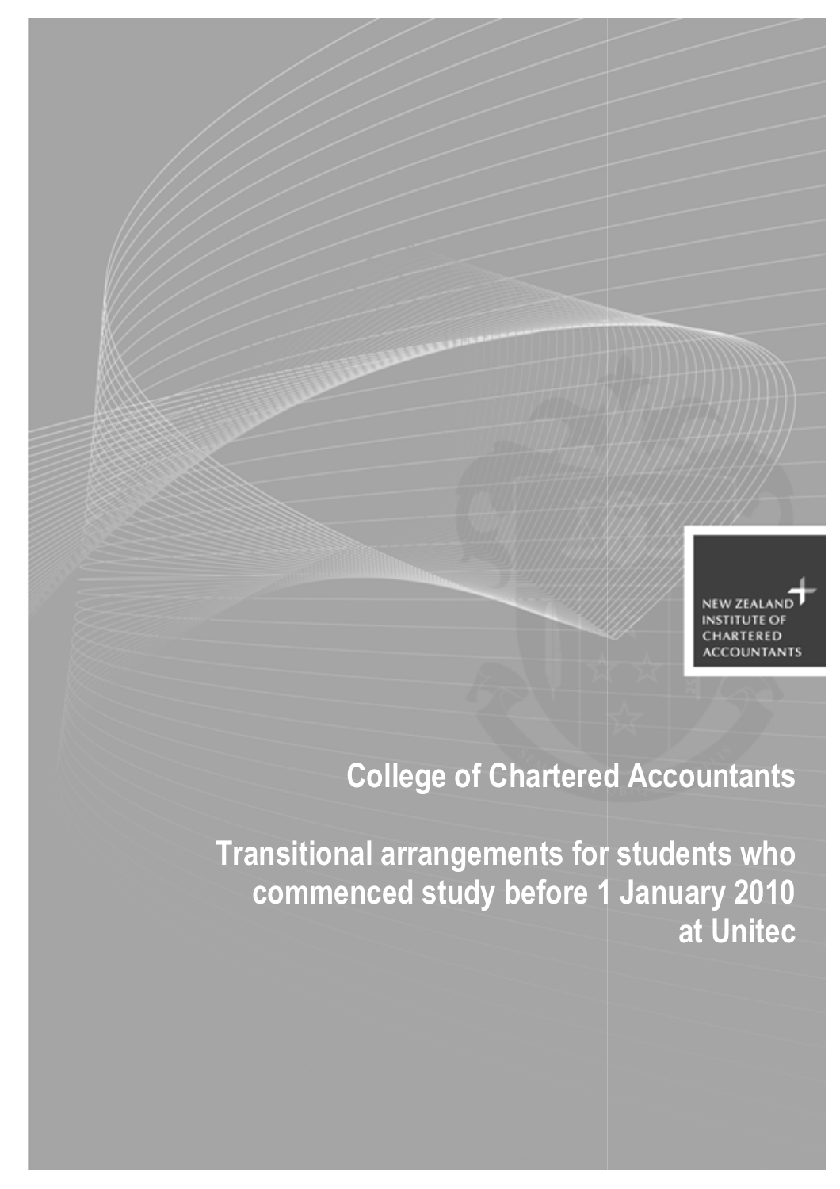NEW ZEALAND INSTITUTE OF CHARTERED ACCOUNTANTS

# College of Chartered Accountants

# Transitional arrangements for students who commenced study before 1 January 2010 at Unitec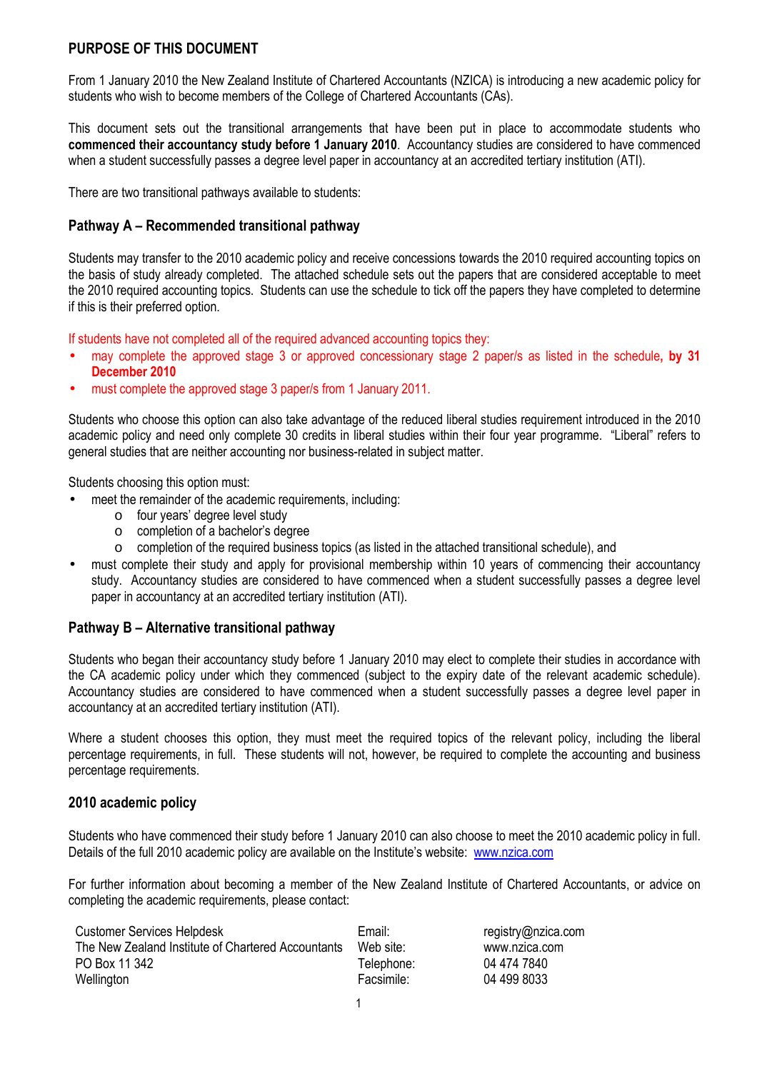## PURPOSE OF THIS DOCUMENT

From 1 January 2010 the New Zealand Institute of Chartered Accountants (NZICA) is introducing a new academic policy for students who wish to become members of the College of Chartered Accountants (CAs).

This document sets out the transitional arrangements that have been put in place to accommodate students who **commenced their accountancy study before 1 January 2010**. Accountancy studies are considered to have commenced when a student successfully passes a degree level paper in accountancy at an accredited tertiary institution (ATI).

There are two transitional pathways available to students:

### Pathway A – Recommended transitional pathway

Students may transfer to the 2010 academic policy and receive concessions towards the 2010 required accounting topics on the basis of study already completed. The attached schedule sets out the papers that are considered acceptable to meet the 2010 required accounting topics. Students can use the schedule to tick off the papers they have completed to determine if this is their preferred option.

If students have not completed all of the required advanced accounting topics they:

- may complete the approved stage 3 or approved concessionary stage 2 paper/s as listed in the schedule**, by 31 December 2010**
- must complete the approved stage 3 paper/s from 1 January 2011.

Students who choose this option can also take advantage of the reduced liberal studies requirement introduced in the 2010 academic policy and need only complete 30 credits in liberal studies within their four year programme. "Liberal" refers to general studies that are neither accounting nor business-related in subject matter.

Students choosing this option must:

- meet the remainder of the academic requirements, including:
  - four years' degree level study
  - completion of a bachelor's degree
  - completion of the required business topics (as listed in the attached transitional schedule), and
- must complete their study and apply for provisional membership within 10 years of commencing their accountancy study. Accountancy studies are considered to have commenced when a student successfully passes a degree level paper in accountancy at an accredited tertiary institution (ATI).

### Pathway B – Alternative transitional pathway

Students who began their accountancy study before 1 January 2010 may elect to complete their studies in accordance with the CA academic policy under which they commenced (subject to the expiry date of the relevant academic schedule). Accountancy studies are considered to have commenced when a student successfully passes a degree level paper in accountancy at an accredited tertiary institution (ATI).

Where a student chooses this option, they must meet the required topics of the relevant policy, including the liberal percentage requirements, in full. These students will not, however, be required to complete the accounting and business percentage requirements.

### 2010 academic policy

Students who have commenced their study before 1 January 2010 can also choose to meet the 2010 academic policy in full. Details of the full 2010 academic policy are available on the Institute's website: www.nzica.com

For further information about becoming a member of the New Zealand Institute of Chartered Accountants, or advice on completing the academic requirements, please contact:

| | | |
|---|---|---|
| Customer Services Helpdesk | Email: | registry@nzica.com |
| The New Zealand Institute of Chartered Accountants | Web site: | www.nzica.com |
| PO Box 11 342 | Telephone: | 04 474 7840 |
| Wellington | Facsimile: | 04 499 8033 |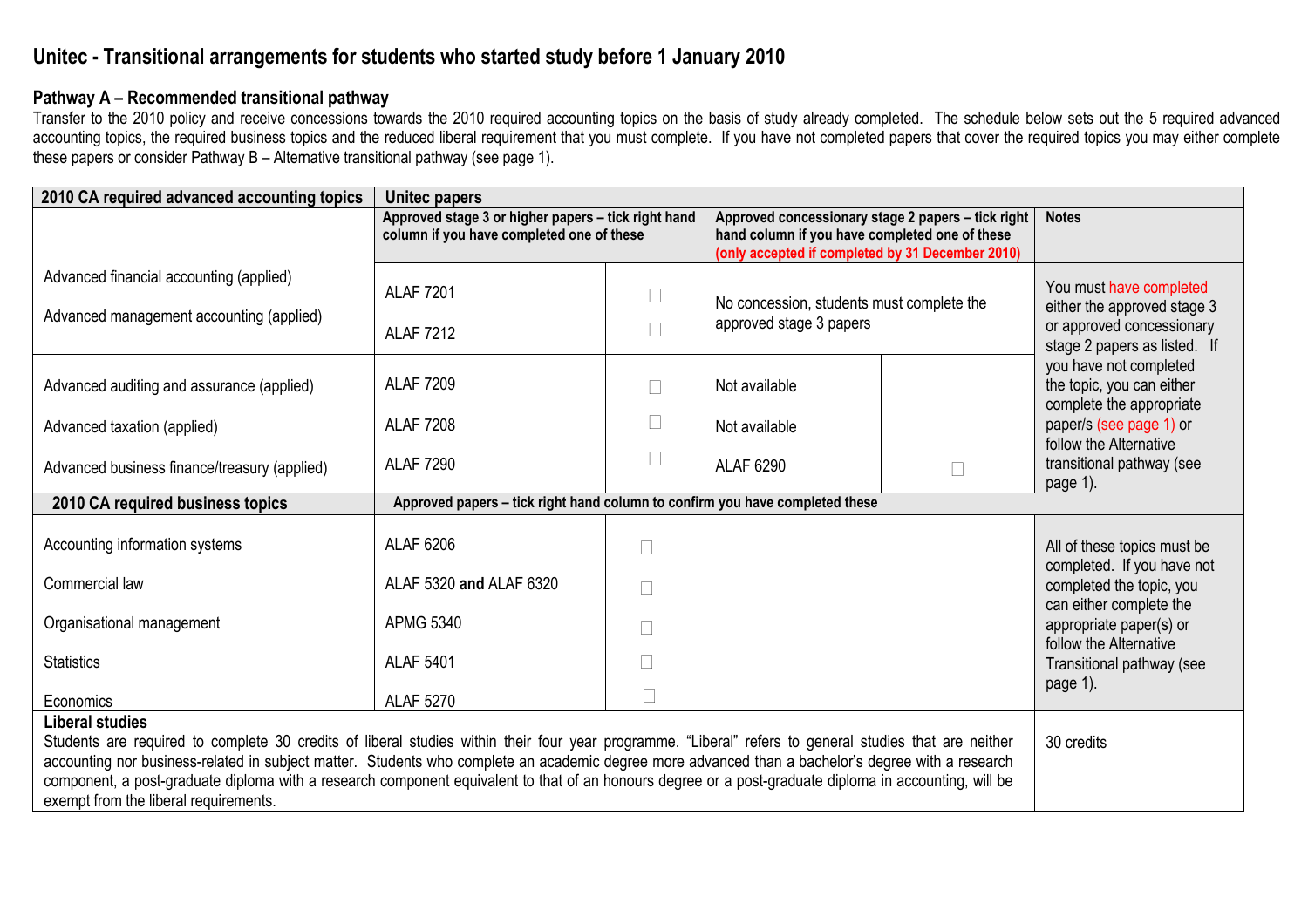# Unitec - Transitional arrangements for students who started study before 1 January 2010

## Pathway A – Recommended transitional pathway

Transfer to the 2010 policy and receive concessions towards the 2010 required accounting topics on the basis of study already completed. The schedule below sets out the 5 required advanced accounting topics, the required business topics and the reduced liberal requirement that you must complete. If you have not completed papers that cover the required topics you may either complete these papers or consider Pathway B – Alternative transitional pathway (see page 1).

| 2010 CA required advanced accounting topics | Unitec papers | | | | |
|---|---|---|---|---|---|
| | Approved stage 3 or higher papers – tick right hand column if you have completed one of these | | Approved concessionary stage 2 papers – tick right hand column if you have completed one of these (only accepted if completed by 31 December 2010) | | Notes |
| Advanced financial accounting (applied) | ALAF 7201 | ☐ | No concession, students must complete the approved stage 3 papers | | You must have completed either the approved stage 3 or approved concessionary stage 2 papers as listed. If you have not completed the topic, you can either complete the appropriate paper/s (see page 1) or follow the Alternative transitional pathway (see page 1). |
| Advanced management accounting (applied) | ALAF 7212 | ☐ | | | |
| Advanced auditing and assurance (applied) | ALAF 7209 | ☐ | Not available | | |
| Advanced taxation (applied) | ALAF 7208 | ☐ | Not available | | |
| Advanced business finance/treasury (applied) | ALAF 7290 | ☐ | ALAF 6290 | ☐ | |
| **2010 CA required business topics** | **Approved papers – tick right hand column to confirm you have completed these** | | | | |
| Accounting information systems | ALAF 6206 | ☐ | | | All of these topics must be completed. If you have not completed the topic, you can either complete the appropriate paper(s) or follow the Alternative Transitional pathway (see page 1). |
| Commercial law | ALAF 5320 **and** ALAF 6320 | ☐ | | | |
| Organisational management | APMG 5340 | ☐ | | | |
| Statistics | ALAF 5401 | ☐ | | | |
| Economics | ALAF 5270 | ☐ | | | |
| **Liberal studies** Students are required to complete 30 credits of liberal studies within their four year programme. "Liberal" refers to general studies that are neither accounting nor business-related in subject matter. Students who complete an academic degree more advanced than a bachelor's degree with a research component, a post-graduate diploma with a research component equivalent to that of an honours degree or a post-graduate diploma in accounting, will be exempt from the liberal requirements. | | | | | 30 credits |